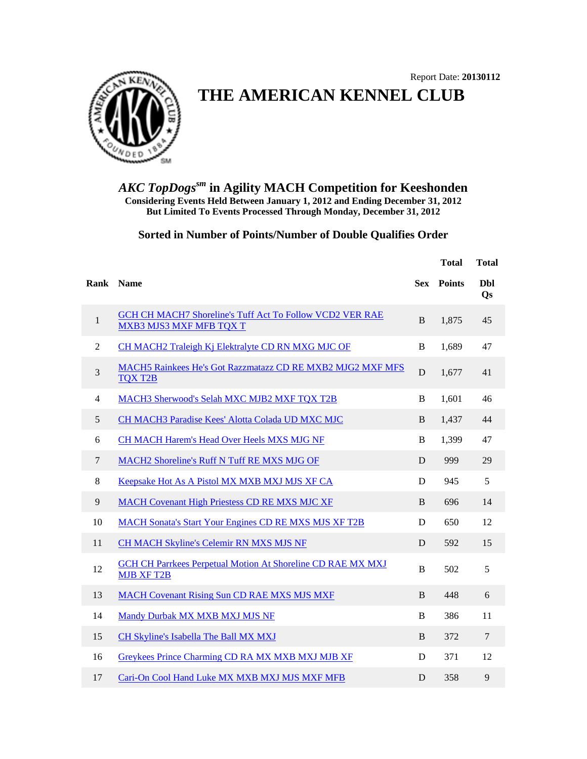Report Date: **20130112**

# THE AMERICAN KENNEL CLUB

## *AKC TopDogs[sm]* in Agility MACH Competition for Keeshonden

**Considering Events Held Between January 1, 2012 and Ending December 31, 2012**
**But Limited To Events Processed Through Monday, December 31, 2012**

### Sorted in Number of Points/Number of Double Qualifies Order

| Rank | Name | Sex | Total Points | Total Dbl Qs |
|---|---|---|---|---|
| 1 | GCH CH MACH7 Shoreline's Tuff Act To Follow VCD2 VER RAE MXB3 MJS3 MXF MFB TQX T | B | 1,875 | 45 |
| 2 | CH MACH2 Traleigh Kj Elektralyte CD RN MXG MJC OF | B | 1,689 | 47 |
| 3 | MACH5 Rainkees He's Got Razzmatazz CD RE MXB2 MJG2 MXF MFS TQX T2B | D | 1,677 | 41 |
| 4 | MACH3 Sherwood's Selah MXC MJB2 MXF TQX T2B | B | 1,601 | 46 |
| 5 | CH MACH3 Paradise Kees' Alotta Colada UD MXC MJC | B | 1,437 | 44 |
| 6 | CH MACH Harem's Head Over Heels MXS MJG NF | B | 1,399 | 47 |
| 7 | MACH2 Shoreline's Ruff N Tuff RE MXS MJG OF | D | 999 | 29 |
| 8 | Keepsake Hot As A Pistol MX MXB MXJ MJS XF CA | D | 945 | 5 |
| 9 | MACH Covenant High Priestess CD RE MXS MJC XF | B | 696 | 14 |
| 10 | MACH Sonata's Start Your Engines CD RE MXS MJS XF T2B | D | 650 | 12 |
| 11 | CH MACH Skyline's Celemir RN MXS MJS NF | D | 592 | 15 |
| 12 | GCH CH Parrkees Perpetual Motion At Shoreline CD RAE MX MXJ MJB XF T2B | B | 502 | 5 |
| 13 | MACH Covenant Rising Sun CD RAE MXS MJS MXF | B | 448 | 6 |
| 14 | Mandy Durbak MX MXB MXJ MJS NF | B | 386 | 11 |
| 15 | CH Skyline's Isabella The Ball MX MXJ | B | 372 | 7 |
| 16 | Greykees Prince Charming CD RA MX MXB MXJ MJB XF | D | 371 | 12 |
| 17 | Cari-On Cool Hand Luke MX MXB MXJ MJS MXF MFB | D | 358 | 9 |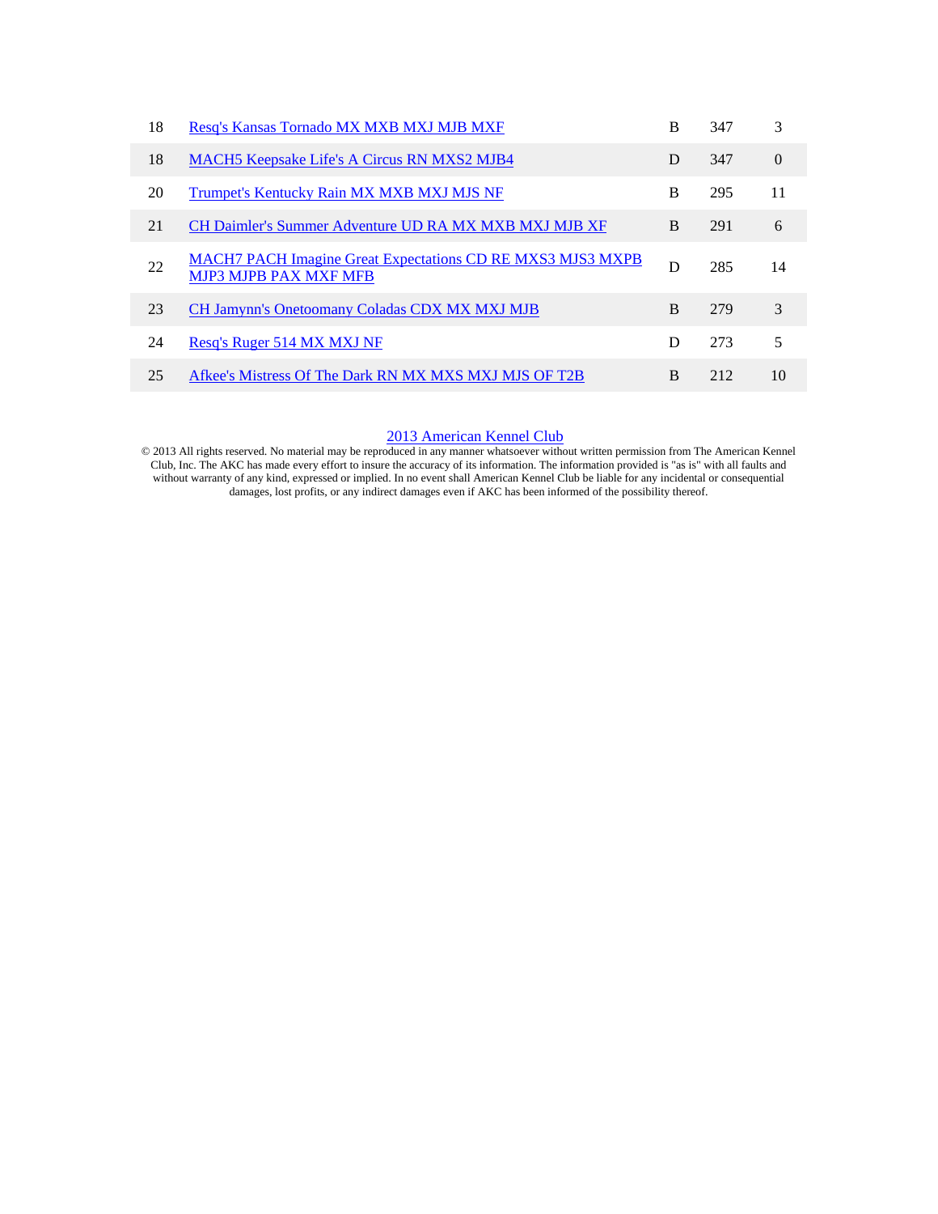| | | | | |
|---|---|---|---|---|
| 18 | Resq's Kansas Tornado MX MXB MXJ MJB MXF | B | 347 | 3 |
| 18 | MACH5 Keepsake Life's A Circus RN MXS2 MJB4 | D | 347 | 0 |
| 20 | Trumpet's Kentucky Rain MX MXB MXJ MJS NF | B | 295 | 11 |
| 21 | CH Daimler's Summer Adventure UD RA MX MXB MXJ MJB XF | B | 291 | 6 |
| 22 | MACH7 PACH Imagine Great Expectations CD RE MXS3 MJS3 MXPB MJP3 MJPB PAX MXF MFB | D | 285 | 14 |
| 23 | CH Jamynn's Onetoomany Coladas CDX MX MXJ MJB | B | 279 | 3 |
| 24 | Resq's Ruger 514 MX MXJ NF | D | 273 | 5 |
| 25 | Afkee's Mistress Of The Dark RN MX MXS MXJ MJS OF T2B | B | 212 | 10 |

2013 American Kennel Club

© 2013 All rights reserved. No material may be reproduced in any manner whatsoever without written permission from The American Kennel Club, Inc. The AKC has made every effort to insure the accuracy of its information. The information provided is "as is" with all faults and without warranty of any kind, expressed or implied. In no event shall American Kennel Club be liable for any incidental or consequential damages, lost profits, or any indirect damages even if AKC has been informed of the possibility thereof.